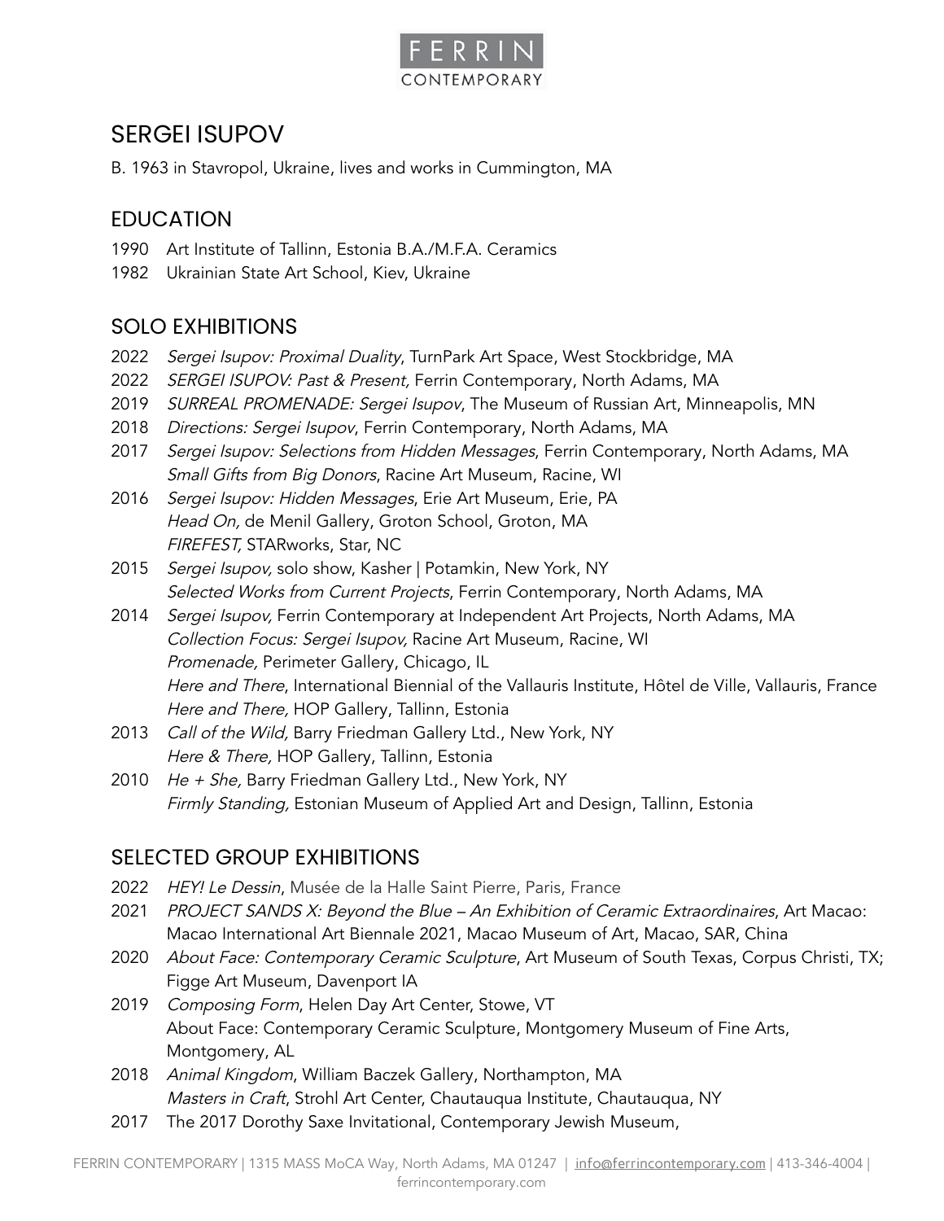FERRIN CONTEMPORARY

# SERGEI ISUPOV

B. 1963 in Stavropol, Ukraine, lives and works in Cummington, MA

## EDUCATION

1990 Art Institute of Tallinn, Estonia B.A./M.F.A. Ceramics
1982 Ukrainian State Art School, Kiev, Ukraine

## SOLO EXHIBITIONS

2022 *Sergei Isupov: Proximal Duality*, TurnPark Art Space, West Stockbridge, MA
2022 *SERGEI ISUPOV: Past & Present,* Ferrin Contemporary, North Adams, MA
2019 *SURREAL PROMENADE: Sergei Isupov*, The Museum of Russian Art, Minneapolis, MN
2018 *Directions: Sergei Isupov*, Ferrin Contemporary, North Adams, MA
2017 *Sergei Isupov: Selections from Hidden Messages*, Ferrin Contemporary, North Adams, MA
*Small Gifts from Big Donors*, Racine Art Museum, Racine, WI
2016 *Sergei Isupov: Hidden Messages*, Erie Art Museum, Erie, PA
*Head On,* de Menil Gallery, Groton School, Groton, MA
*FIREFEST,* STARworks, Star, NC
2015 *Sergei Isupov,* solo show, Kasher | Potamkin, New York, NY
*Selected Works from Current Projects*, Ferrin Contemporary, North Adams, MA
2014 *Sergei Isupov,* Ferrin Contemporary at Independent Art Projects, North Adams, MA
*Collection Focus: Sergei Isupov,* Racine Art Museum, Racine, WI
*Promenade,* Perimeter Gallery, Chicago, IL
*Here and There*, International Biennial of the Vallauris Institute, Hôtel de Ville, Vallauris, France
*Here and There,* HOP Gallery, Tallinn, Estonia
2013 *Call of the Wild,* Barry Friedman Gallery Ltd., New York, NY
*Here & There,* HOP Gallery, Tallinn, Estonia
2010 *He + She,* Barry Friedman Gallery Ltd., New York, NY
*Firmly Standing,* Estonian Museum of Applied Art and Design, Tallinn, Estonia

## SELECTED GROUP EXHIBITIONS

2022 *HEY! Le Dessin*, Musée de la Halle Saint Pierre, Paris, France
2021 *PROJECT SANDS X: Beyond the Blue – An Exhibition of Ceramic Extraordinaires*, Art Macao: Macao International Art Biennale 2021, Macao Museum of Art, Macao, SAR, China
2020 *About Face: Contemporary Ceramic Sculpture*, Art Museum of South Texas, Corpus Christi, TX; Figge Art Museum, Davenport IA
2019 *Composing Form*, Helen Day Art Center, Stowe, VT
About Face: Contemporary Ceramic Sculpture, Montgomery Museum of Fine Arts, Montgomery, AL
2018 *Animal Kingdom*, William Baczek Gallery, Northampton, MA
*Masters in Craft*, Strohl Art Center, Chautauqua Institute, Chautauqua, NY
2017 The 2017 Dorothy Saxe Invitational, Contemporary Jewish Museum,

FERRIN CONTEMPORARY | 1315 MASS MoCA Way, North Adams, MA 01247 | info@ferrincontemporary.com | 413-346-4004 | ferrincontemporary.com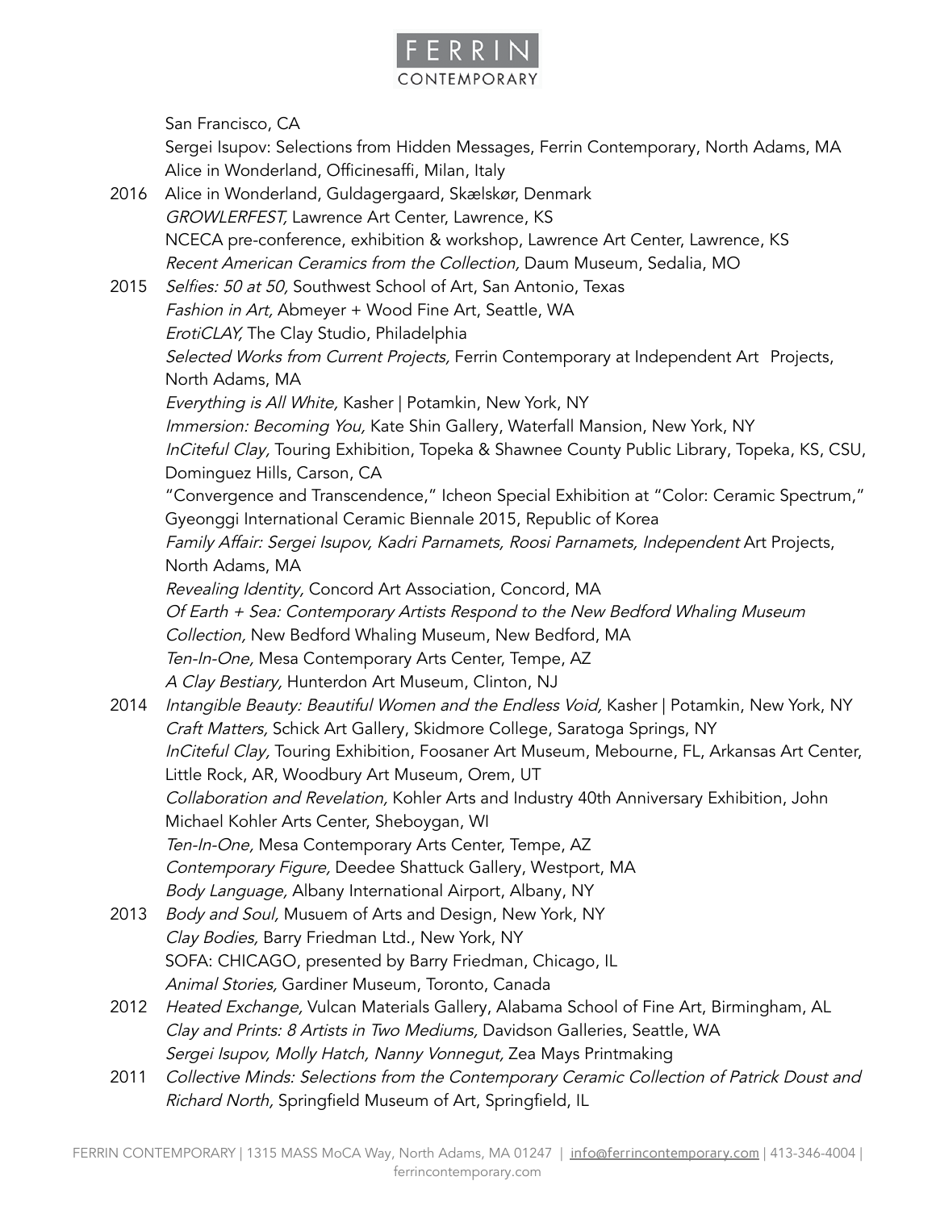San Francisco, CA
Sergei Isupov: Selections from Hidden Messages, Ferrin Contemporary, North Adams, MA
Alice in Wonderland, Officinesaffi, Milan, Italy

2016 Alice in Wonderland, Guldagergaard, Skælskør, Denmark
*GROWLERFEST,* Lawrence Art Center, Lawrence, KS
NCECA pre-conference, exhibition & workshop, Lawrence Art Center, Lawrence, KS
*Recent American Ceramics from the Collection,* Daum Museum, Sedalia, MO

2015 *Selfies: 50 at 50,* Southwest School of Art, San Antonio, Texas
*Fashion in Art,* Abmeyer + Wood Fine Art, Seattle, WA
*ErotiCLAY,* The Clay Studio, Philadelphia
*Selected Works from Current Projects,* Ferrin Contemporary at Independent Art Projects, North Adams, MA
*Everything is All White,* Kasher | Potamkin, New York, NY
*Immersion: Becoming You,* Kate Shin Gallery, Waterfall Mansion, New York, NY
*InCiteful Clay,* Touring Exhibition, Topeka & Shawnee County Public Library, Topeka, KS, CSU, Dominguez Hills, Carson, CA
"Convergence and Transcendence," Icheon Special Exhibition at "Color: Ceramic Spectrum," Gyeonggi International Ceramic Biennale 2015, Republic of Korea
*Family Affair: Sergei Isupov, Kadri Parnamets, Roosi Parnamets, Independent* Art Projects, North Adams, MA
*Revealing Identity,* Concord Art Association, Concord, MA
*Of Earth + Sea: Contemporary Artists Respond to the New Bedford Whaling Museum Collection,* New Bedford Whaling Museum, New Bedford, MA
*Ten-In-One,* Mesa Contemporary Arts Center, Tempe, AZ
*A Clay Bestiary,* Hunterdon Art Museum, Clinton, NJ

2014 *Intangible Beauty: Beautiful Women and the Endless Void,* Kasher | Potamkin, New York, NY
*Craft Matters,* Schick Art Gallery, Skidmore College, Saratoga Springs, NY
*InCiteful Clay,* Touring Exhibition, Foosaner Art Museum, Mebourne, FL, Arkansas Art Center, Little Rock, AR, Woodbury Art Museum, Orem, UT
*Collaboration and Revelation,* Kohler Arts and Industry 40th Anniversary Exhibition, John Michael Kohler Arts Center, Sheboygan, WI
*Ten-In-One,* Mesa Contemporary Arts Center, Tempe, AZ
*Contemporary Figure,* Deedee Shattuck Gallery, Westport, MA
*Body Language,* Albany International Airport, Albany, NY

2013 *Body and Soul,* Musuem of Arts and Design, New York, NY
*Clay Bodies,* Barry Friedman Ltd., New York, NY
SOFA: CHICAGO, presented by Barry Friedman, Chicago, IL
*Animal Stories,* Gardiner Museum, Toronto, Canada

2012 *Heated Exchange,* Vulcan Materials Gallery, Alabama School of Fine Art, Birmingham, AL
*Clay and Prints: 8 Artists in Two Mediums,* Davidson Galleries, Seattle, WA
*Sergei Isupov, Molly Hatch, Nanny Vonnegut,* Zea Mays Printmaking

2011 *Collective Minds: Selections from the Contemporary Ceramic Collection of Patrick Doust and Richard North,* Springfield Museum of Art, Springfield, IL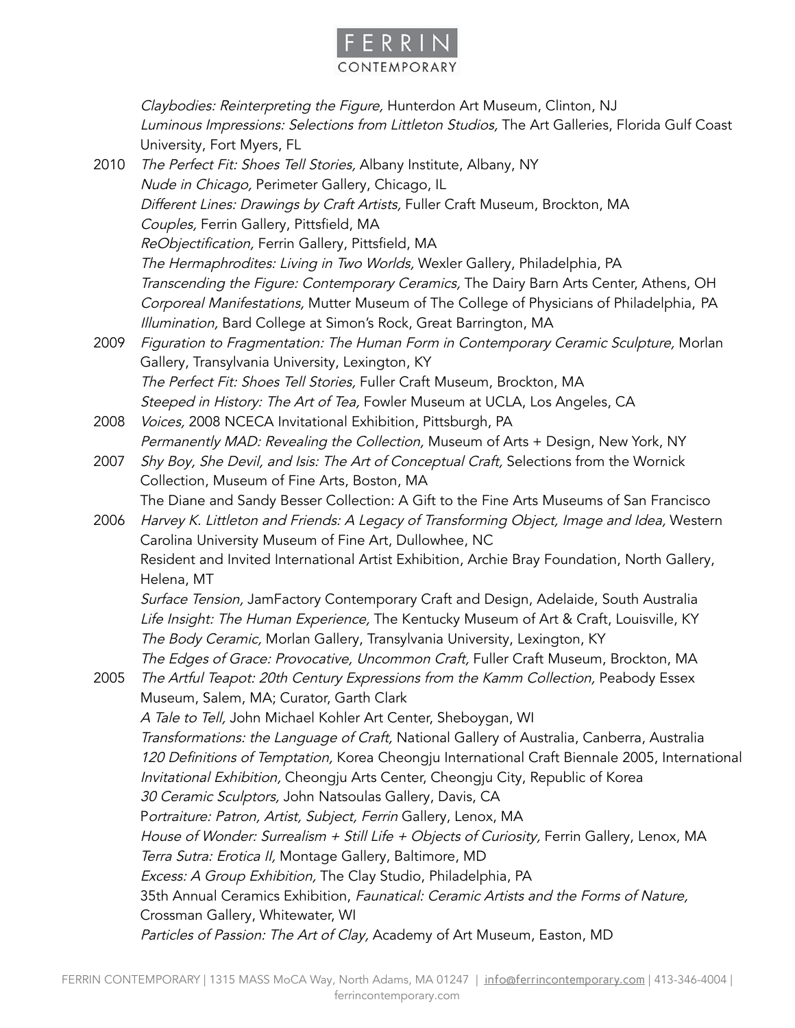*Claybodies: Reinterpreting the Figure,* Hunterdon Art Museum, Clinton, NJ
*Luminous Impressions: Selections from Littleton Studios,* The Art Galleries, Florida Gulf Coast University, Fort Myers, FL

2010 *The Perfect Fit: Shoes Tell Stories,* Albany Institute, Albany, NY
*Nude in Chicago,* Perimeter Gallery, Chicago, IL
*Different Lines: Drawings by Craft Artists,* Fuller Craft Museum, Brockton, MA
*Couples,* Ferrin Gallery, Pittsfield, MA
*ReObjectification,* Ferrin Gallery, Pittsfield, MA
*The Hermaphrodites: Living in Two Worlds,* Wexler Gallery, Philadelphia, PA
*Transcending the Figure: Contemporary Ceramics,* The Dairy Barn Arts Center, Athens, OH
*Corporeal Manifestations,* Mutter Museum of The College of Physicians of Philadelphia, PA
*Illumination,* Bard College at Simon's Rock, Great Barrington, MA

2009 *Figuration to Fragmentation: The Human Form in Contemporary Ceramic Sculpture,* Morlan Gallery, Transylvania University, Lexington, KY
*The Perfect Fit: Shoes Tell Stories,* Fuller Craft Museum, Brockton, MA
*Steeped in History: The Art of Tea,* Fowler Museum at UCLA, Los Angeles, CA

2008 *Voices,* 2008 NCECA Invitational Exhibition, Pittsburgh, PA
*Permanently MAD: Revealing the Collection,* Museum of Arts + Design, New York, NY

2007 *Shy Boy, She Devil, and Isis: The Art of Conceptual Craft,* Selections from the Wornick Collection, Museum of Fine Arts, Boston, MA
The Diane and Sandy Besser Collection: A Gift to the Fine Arts Museums of San Francisco

2006 *Harvey K. Littleton and Friends: A Legacy of Transforming Object, Image and Idea,* Western Carolina University Museum of Fine Art, Dullowhee, NC
Resident and Invited International Artist Exhibition, Archie Bray Foundation, North Gallery, Helena, MT
*Surface Tension,* JamFactory Contemporary Craft and Design, Adelaide, South Australia
*Life Insight: The Human Experience,* The Kentucky Museum of Art & Craft, Louisville, KY
*The Body Ceramic,* Morlan Gallery, Transylvania University, Lexington, KY
*The Edges of Grace: Provocative, Uncommon Craft,* Fuller Craft Museum, Brockton, MA

2005 *The Artful Teapot: 20th Century Expressions from the Kamm Collection,* Peabody Essex Museum, Salem, MA; Curator, Garth Clark
*A Tale to Tell,* John Michael Kohler Art Center, Sheboygan, WI
*Transformations: the Language of Craft,* National Gallery of Australia, Canberra, Australia
*120 Definitions of Temptation,* Korea Cheongju International Craft Biennale 2005, International *Invitational Exhibition,* Cheongju Arts Center, Cheongju City, Republic of Korea
*30 Ceramic Sculptors,* John Natsoulas Gallery, Davis, CA
P*ortraiture: Patron, Artist, Subject, Ferrin* Gallery, Lenox, MA
*House of Wonder: Surrealism + Still Life + Objects of Curiosity,* Ferrin Gallery, Lenox, MA
*Terra Sutra: Erotica II,* Montage Gallery, Baltimore, MD
*Excess: A Group Exhibition,* The Clay Studio, Philadelphia, PA
35th Annual Ceramics Exhibition, *Faunatical: Ceramic Artists and the Forms of Nature,* Crossman Gallery, Whitewater, WI
*Particles of Passion: The Art of Clay,* Academy of Art Museum, Easton, MD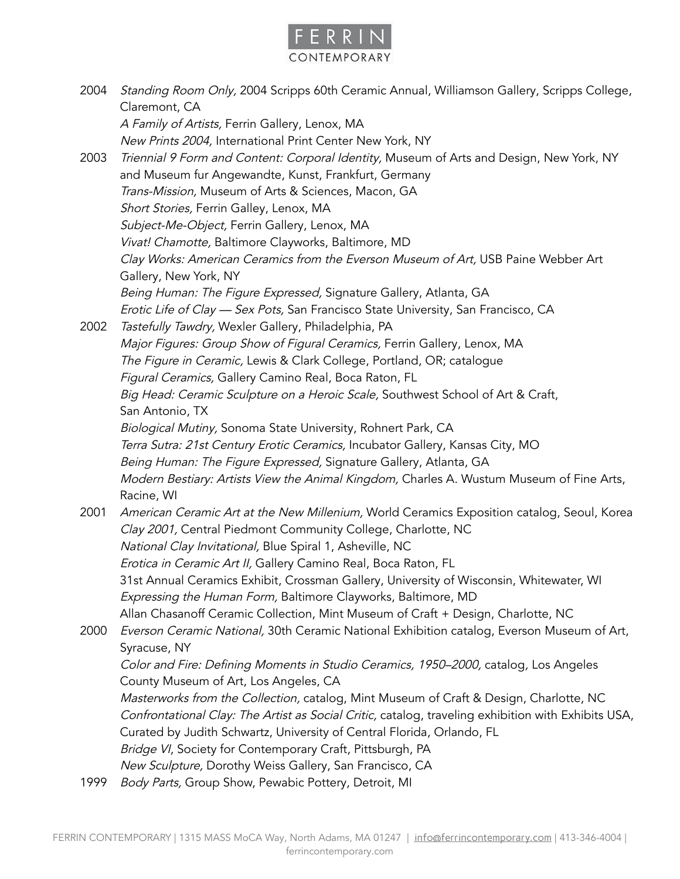2004 *Standing Room Only,* 2004 Scripps 60th Ceramic Annual, Williamson Gallery, Scripps College, Claremont, CA
*A Family of Artists,* Ferrin Gallery, Lenox, MA
*New Prints 2004,* International Print Center New York, NY

2003 *Triennial 9 Form and Content: Corporal Identity,* Museum of Arts and Design, New York, NY and Museum fur Angewandte, Kunst, Frankfurt, Germany
*Trans-Mission,* Museum of Arts & Sciences, Macon, GA
*Short Stories,* Ferrin Galley, Lenox, MA
*Subject-Me-Object,* Ferrin Gallery, Lenox, MA
*Vivat! Chamotte,* Baltimore Clayworks, Baltimore, MD
*Clay Works: American Ceramics from the Everson Museum of Art,* USB Paine Webber Art Gallery, New York, NY
*Being Human: The Figure Expressed,* Signature Gallery, Atlanta, GA
*Erotic Life of Clay — Sex Pots,* San Francisco State University, San Francisco, CA

2002 *Tastefully Tawdry,* Wexler Gallery, Philadelphia, PA
*Major Figures: Group Show of Figural Ceramics,* Ferrin Gallery, Lenox, MA
*The Figure in Ceramic,* Lewis & Clark College, Portland, OR; catalogue
*Figural Ceramics,* Gallery Camino Real, Boca Raton, FL
*Big Head: Ceramic Sculpture on a Heroic Scale,* Southwest School of Art & Craft, San Antonio, TX
*Biological Mutiny,* Sonoma State University, Rohnert Park, CA
*Terra Sutra: 21st Century Erotic Ceramics,* Incubator Gallery, Kansas City, MO
*Being Human: The Figure Expressed,* Signature Gallery, Atlanta, GA
*Modern Bestiary: Artists View the Animal Kingdom,* Charles A. Wustum Museum of Fine Arts, Racine, WI

2001 *American Ceramic Art at the New Millenium,* World Ceramics Exposition catalog, Seoul, Korea
*Clay 2001,* Central Piedmont Community College, Charlotte, NC
*National Clay Invitational,* Blue Spiral 1, Asheville, NC
*Erotica in Ceramic Art II,* Gallery Camino Real, Boca Raton, FL
31st Annual Ceramics Exhibit, Crossman Gallery, University of Wisconsin, Whitewater, WI
*Expressing the Human Form,* Baltimore Clayworks, Baltimore, MD
Allan Chasanoff Ceramic Collection, Mint Museum of Craft + Design, Charlotte, NC

2000 *Everson Ceramic National,* 30th Ceramic National Exhibition catalog, Everson Museum of Art, Syracuse, NY
*Color and Fire: Defining Moments in Studio Ceramics, 1950–2000,* catalog*,* Los Angeles County Museum of Art, Los Angeles, CA
*Masterworks from the Collection,* catalog, Mint Museum of Craft & Design, Charlotte, NC
*Confrontational Clay: The Artist as Social Critic,* catalog, traveling exhibition with Exhibits USA, Curated by Judith Schwartz, University of Central Florida, Orlando, FL
*Bridge VI*, Society for Contemporary Craft, Pittsburgh, PA
*New Sculpture,* Dorothy Weiss Gallery, San Francisco, CA

1999 *Body Parts,* Group Show, Pewabic Pottery, Detroit, MI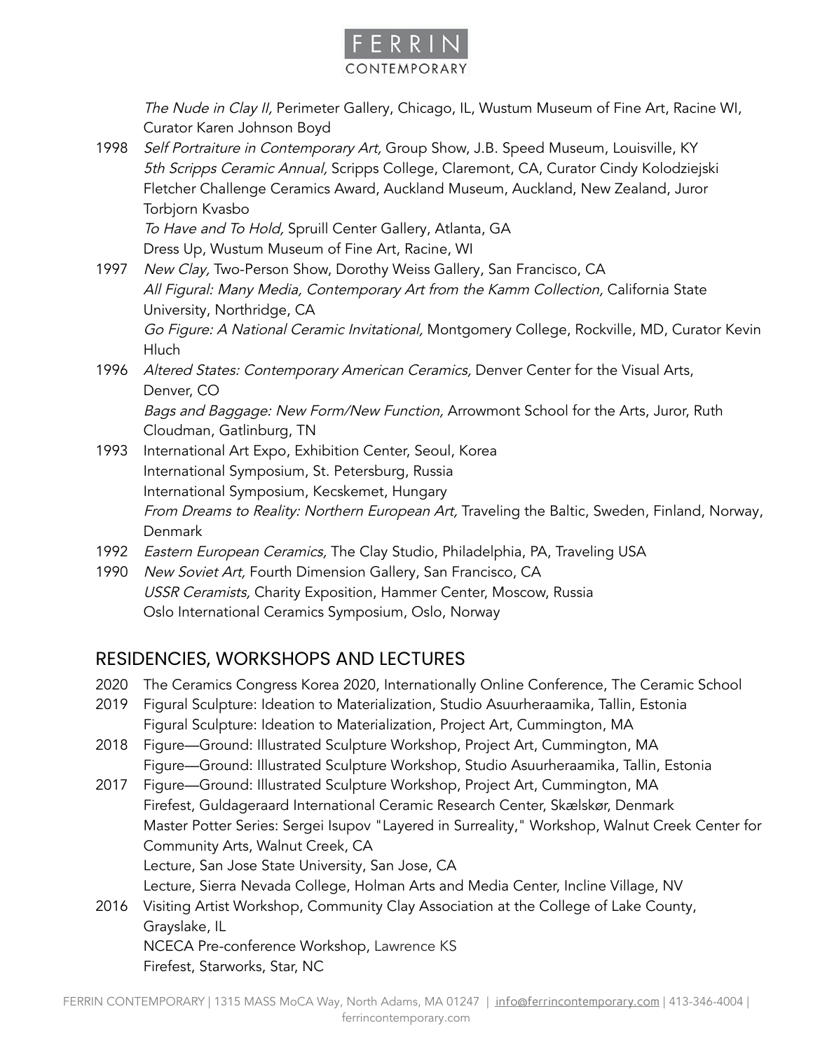*The Nude in Clay II,* Perimeter Gallery, Chicago, IL, Wustum Museum of Fine Art, Racine WI, Curator Karen Johnson Boyd

1998 *Self Portraiture in Contemporary Art,* Group Show, J.B. Speed Museum, Louisville, KY
*5th Scripps Ceramic Annual,* Scripps College, Claremont, CA, Curator Cindy Kolodziejski
Fletcher Challenge Ceramics Award, Auckland Museum, Auckland, New Zealand, Juror Torbjorn Kvasbo
*To Have and To Hold,* Spruill Center Gallery, Atlanta, GA
Dress Up, Wustum Museum of Fine Art, Racine, WI

1997 *New Clay,* Two-Person Show, Dorothy Weiss Gallery, San Francisco, CA
*All Figural: Many Media, Contemporary Art from the Kamm Collection,* California State University, Northridge, CA
*Go Figure: A National Ceramic Invitational,* Montgomery College, Rockville, MD, Curator Kevin Hluch

1996 *Altered States: Contemporary American Ceramics,* Denver Center for the Visual Arts, Denver, CO
*Bags and Baggage: New Form/New Function,* Arrowmont School for the Arts, Juror, Ruth Cloudman, Gatlinburg, TN

1993 International Art Expo, Exhibition Center, Seoul, Korea
International Symposium, St. Petersburg, Russia
International Symposium, Kecskemet, Hungary
*From Dreams to Reality: Northern European Art,* Traveling the Baltic, Sweden, Finland, Norway, Denmark

1992 *Eastern European Ceramics,* The Clay Studio, Philadelphia, PA, Traveling USA

1990 *New Soviet Art,* Fourth Dimension Gallery, San Francisco, CA
*USSR Ceramists,* Charity Exposition, Hammer Center, Moscow, Russia
Oslo International Ceramics Symposium, Oslo, Norway

## RESIDENCIES, WORKSHOPS AND LECTURES

2020 The Ceramics Congress Korea 2020, Internationally Online Conference, The Ceramic School

2019 Figural Sculpture: Ideation to Materialization, Studio Asuurheraamika, Tallin, Estonia
Figural Sculpture: Ideation to Materialization, Project Art, Cummington, MA

2018 Figure—Ground: Illustrated Sculpture Workshop, Project Art, Cummington, MA
Figure—Ground: Illustrated Sculpture Workshop, Studio Asuurheraamika, Tallin, Estonia

2017 Figure—Ground: Illustrated Sculpture Workshop, Project Art, Cummington, MA
Firefest, Guldageraard International Ceramic Research Center, Skælskør, Denmark
Master Potter Series: Sergei Isupov "Layered in Surreality," Workshop, Walnut Creek Center for Community Arts, Walnut Creek, CA
Lecture, San Jose State University, San Jose, CA
Lecture, Sierra Nevada College, Holman Arts and Media Center, Incline Village, NV

2016 Visiting Artist Workshop, Community Clay Association at the College of Lake County, Grayslake, IL
NCECA Pre-conference Workshop, Lawrence KS
Firefest, Starworks, Star, NC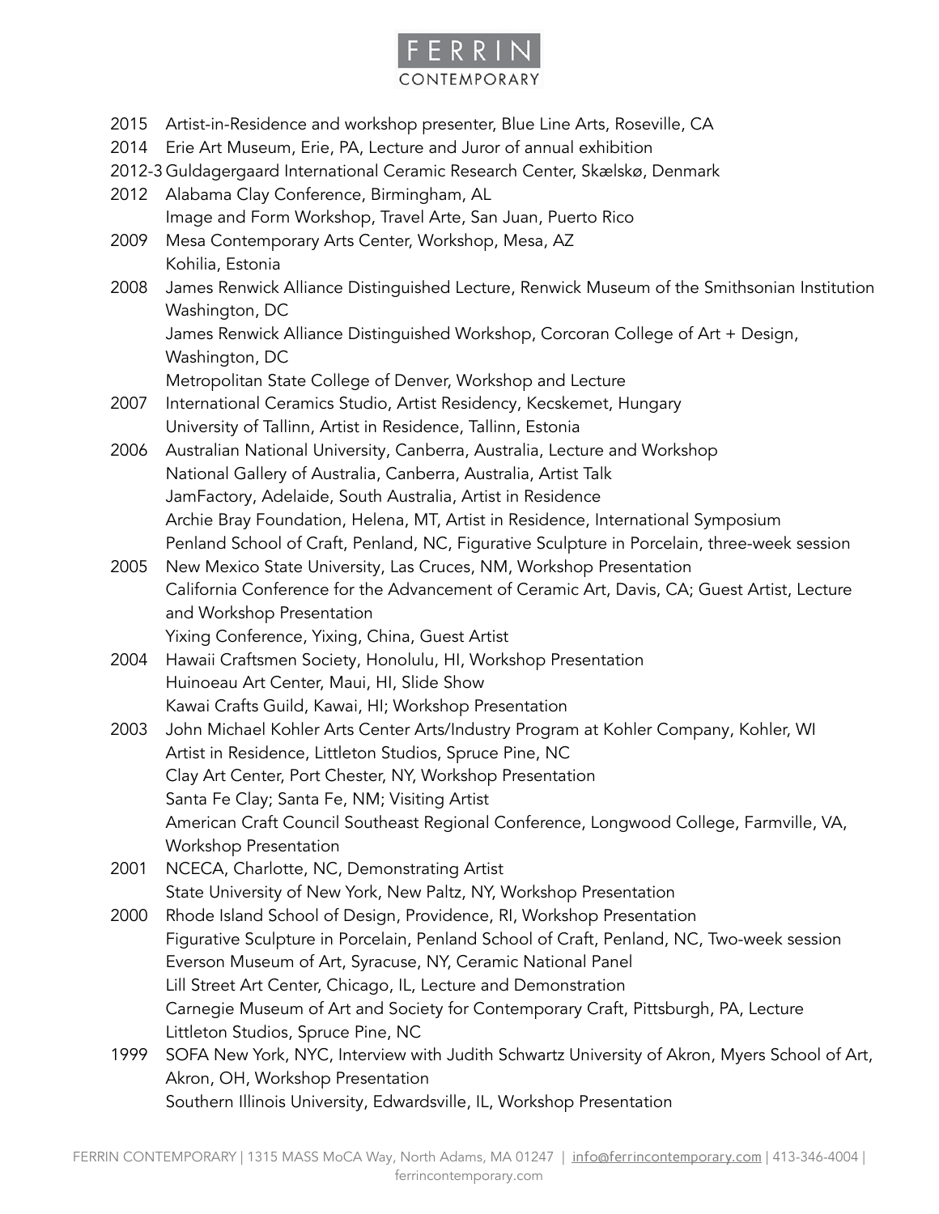2015 Artist-in-Residence and workshop presenter, Blue Line Arts, Roseville, CA

2014 Erie Art Museum, Erie, PA, Lecture and Juror of annual exhibition

2012-3 Guldagergaard International Ceramic Research Center, Skælskø, Denmark

2012 Alabama Clay Conference, Birmingham, AL
Image and Form Workshop, Travel Arte, San Juan, Puerto Rico

2009 Mesa Contemporary Arts Center, Workshop, Mesa, AZ
Kohilia, Estonia

2008 James Renwick Alliance Distinguished Lecture, Renwick Museum of the Smithsonian Institution Washington, DC
James Renwick Alliance Distinguished Workshop, Corcoran College of Art + Design, Washington, DC
Metropolitan State College of Denver, Workshop and Lecture

2007 International Ceramics Studio, Artist Residency, Kecskemet, Hungary
University of Tallinn, Artist in Residence, Tallinn, Estonia

2006 Australian National University, Canberra, Australia, Lecture and Workshop
National Gallery of Australia, Canberra, Australia, Artist Talk
JamFactory, Adelaide, South Australia, Artist in Residence
Archie Bray Foundation, Helena, MT, Artist in Residence, International Symposium
Penland School of Craft, Penland, NC, Figurative Sculpture in Porcelain, three-week session

2005 New Mexico State University, Las Cruces, NM, Workshop Presentation
California Conference for the Advancement of Ceramic Art, Davis, CA; Guest Artist, Lecture and Workshop Presentation
Yixing Conference, Yixing, China, Guest Artist

2004 Hawaii Craftsmen Society, Honolulu, HI, Workshop Presentation
Huinoeau Art Center, Maui, HI, Slide Show
Kawai Crafts Guild, Kawai, HI; Workshop Presentation

2003 John Michael Kohler Arts Center Arts/Industry Program at Kohler Company, Kohler, WI
Artist in Residence, Littleton Studios, Spruce Pine, NC
Clay Art Center, Port Chester, NY, Workshop Presentation
Santa Fe Clay; Santa Fe, NM; Visiting Artist
American Craft Council Southeast Regional Conference, Longwood College, Farmville, VA, Workshop Presentation

2001 NCECA, Charlotte, NC, Demonstrating Artist
State University of New York, New Paltz, NY, Workshop Presentation

2000 Rhode Island School of Design, Providence, RI, Workshop Presentation
Figurative Sculpture in Porcelain, Penland School of Craft, Penland, NC, Two-week session
Everson Museum of Art, Syracuse, NY, Ceramic National Panel
Lill Street Art Center, Chicago, IL, Lecture and Demonstration
Carnegie Museum of Art and Society for Contemporary Craft, Pittsburgh, PA, Lecture
Littleton Studios, Spruce Pine, NC

1999 SOFA New York, NYC, Interview with Judith Schwartz University of Akron, Myers School of Art, Akron, OH, Workshop Presentation
Southern Illinois University, Edwardsville, IL, Workshop Presentation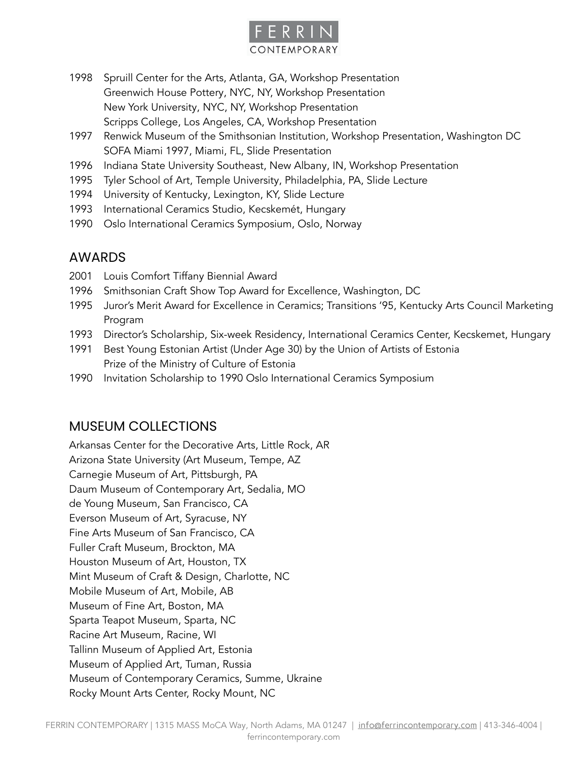1998 Spruill Center for the Arts, Atlanta, GA, Workshop Presentation
Greenwich House Pottery, NYC, NY, Workshop Presentation
New York University, NYC, NY, Workshop Presentation
Scripps College, Los Angeles, CA, Workshop Presentation
1997 Renwick Museum of the Smithsonian Institution, Workshop Presentation, Washington DC
SOFA Miami 1997, Miami, FL, Slide Presentation
1996 Indiana State University Southeast, New Albany, IN, Workshop Presentation
1995 Tyler School of Art, Temple University, Philadelphia, PA, Slide Lecture
1994 University of Kentucky, Lexington, KY, Slide Lecture
1993 International Ceramics Studio, Kecskemét, Hungary
1990 Oslo International Ceramics Symposium, Oslo, Norway

## AWARDS

2001 Louis Comfort Tiffany Biennial Award
1996 Smithsonian Craft Show Top Award for Excellence, Washington, DC
1995 Juror's Merit Award for Excellence in Ceramics; Transitions '95, Kentucky Arts Council Marketing Program
1993 Director's Scholarship, Six-week Residency, International Ceramics Center, Kecskemet, Hungary
1991 Best Young Estonian Artist (Under Age 30) by the Union of Artists of Estonia
Prize of the Ministry of Culture of Estonia
1990 Invitation Scholarship to 1990 Oslo International Ceramics Symposium

## MUSEUM COLLECTIONS

Arkansas Center for the Decorative Arts, Little Rock, AR
Arizona State University (Art Museum, Tempe, AZ
Carnegie Museum of Art, Pittsburgh, PA
Daum Museum of Contemporary Art, Sedalia, MO
de Young Museum, San Francisco, CA
Everson Museum of Art, Syracuse, NY
Fine Arts Museum of San Francisco, CA
Fuller Craft Museum, Brockton, MA
Houston Museum of Art, Houston, TX
Mint Museum of Craft & Design, Charlotte, NC
Mobile Museum of Art, Mobile, AB
Museum of Fine Art, Boston, MA
Sparta Teapot Museum, Sparta, NC
Racine Art Museum, Racine, WI
Tallinn Museum of Applied Art, Estonia
Museum of Applied Art, Tuman, Russia
Museum of Contemporary Ceramics, Summe, Ukraine
Rocky Mount Arts Center, Rocky Mount, NC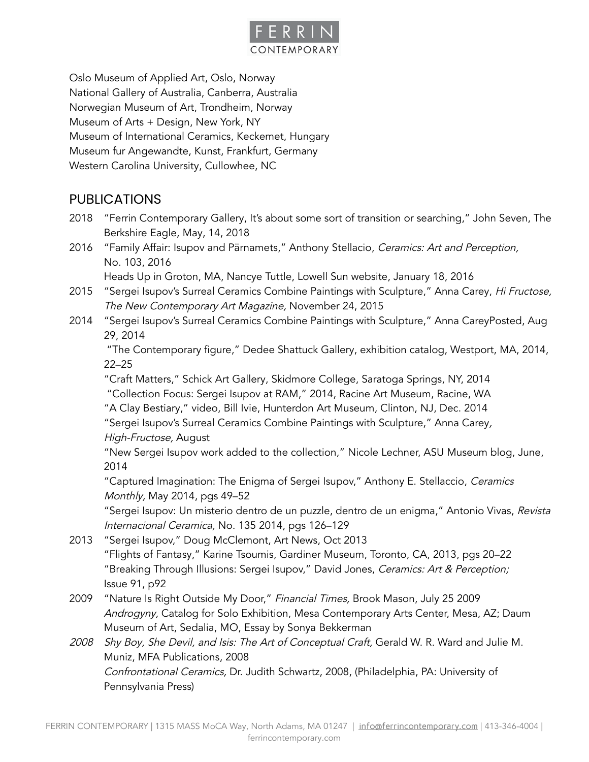Oslo Museum of Applied Art, Oslo, Norway
National Gallery of Australia, Canberra, Australia
Norwegian Museum of Art, Trondheim, Norway
Museum of Arts + Design, New York, NY
Museum of International Ceramics, Keckemet, Hungary
Museum fur Angewandte, Kunst, Frankfurt, Germany
Western Carolina University, Cullowhee, NC

## PUBLICATIONS

2018 "Ferrin Contemporary Gallery, It's about some sort of transition or searching," John Seven, The Berkshire Eagle, May, 14, 2018

2016 "Family Affair: Isupov and Pärnamets," Anthony Stellacio, *Ceramics: Art and Perception,* No. 103, 2016
Heads Up in Groton, MA, Nancye Tuttle, Lowell Sun website, January 18, 2016

2015 "Sergei Isupov's Surreal Ceramics Combine Paintings with Sculpture," Anna Carey, *Hi Fructose, The New Contemporary Art Magazine,* November 24, 2015

2014 "Sergei Isupov's Surreal Ceramics Combine Paintings with Sculpture," Anna CareyPosted, Aug 29, 2014
"The Contemporary figure," Dedee Shattuck Gallery, exhibition catalog, Westport, MA, 2014, 22–25
"Craft Matters," Schick Art Gallery, Skidmore College, Saratoga Springs, NY, 2014
"Collection Focus: Sergei Isupov at RAM," 2014, Racine Art Museum, Racine, WA
"A Clay Bestiary," video, Bill Ivie, Hunterdon Art Museum, Clinton, NJ, Dec. 2014
"Sergei Isupov's Surreal Ceramics Combine Paintings with Sculpture," Anna Carey*, High-Fructose,* August
"New Sergei Isupov work added to the collection," Nicole Lechner, ASU Museum blog, June, 2014
"Captured Imagination: The Enigma of Sergei Isupov," Anthony E. Stellaccio, *Ceramics Monthly,* May 2014, pgs 49–52
"Sergei Isupov: Un misterio dentro de un puzzle, dentro de un enigma," Antonio Vivas, *Revista Internacional Ceramica,* No. 135 2014, pgs 126–129

2013 "Sergei Isupov," Doug McClemont, Art News, Oct 2013
"Flights of Fantasy," Karine Tsoumis, Gardiner Museum, Toronto, CA, 2013, pgs 20–22
"Breaking Through Illusions: Sergei Isupov," David Jones, *Ceramics: Art & Perception;* Issue 91, p92

2009 "Nature Is Right Outside My Door," *Financial Times,* Brook Mason, July 25 2009
*Androgyny,* Catalog for Solo Exhibition, Mesa Contemporary Arts Center, Mesa, AZ; Daum Museum of Art, Sedalia, MO, Essay by Sonya Bekkerman

*2008* *Shy Boy, She Devil, and Isis: The Art of Conceptual Craft,* Gerald W. R. Ward and Julie M. Muniz, MFA Publications, 2008
*Confrontational Ceramics,* Dr. Judith Schwartz, 2008, (Philadelphia, PA: University of Pennsylvania Press)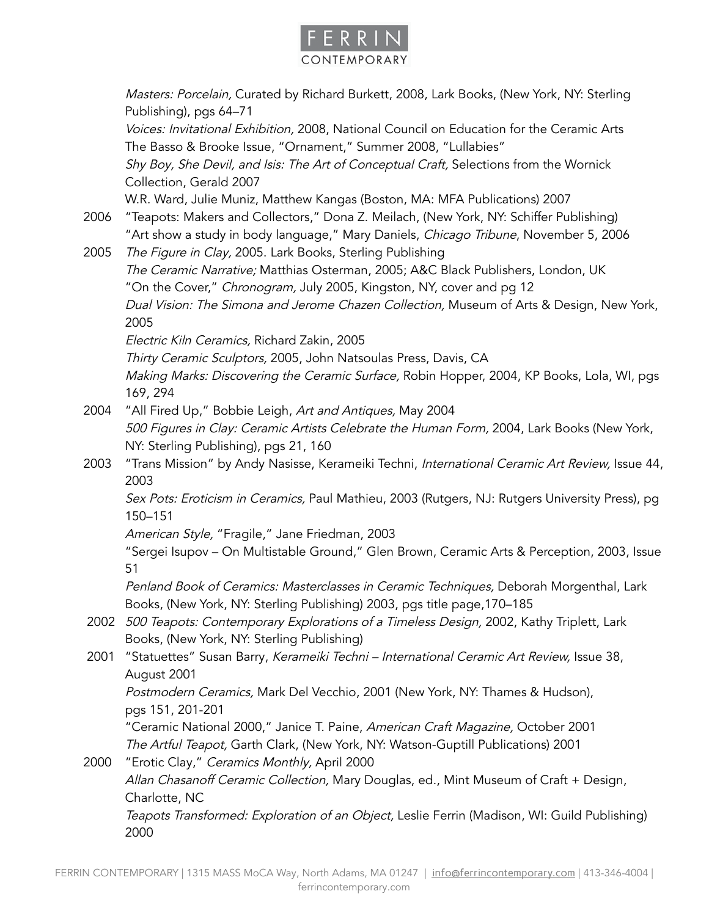*Masters: Porcelain,* Curated by Richard Burkett, 2008, Lark Books, (New York, NY: Sterling Publishing), pgs 64–71
*Voices: Invitational Exhibition,* 2008, National Council on Education for the Ceramic Arts
The Basso & Brooke Issue, "Ornament," Summer 2008, "Lullabies"
*Shy Boy, She Devil, and Isis: The Art of Conceptual Craft,* Selections from the Wornick Collection, Gerald 2007
W.R. Ward, Julie Muniz, Matthew Kangas (Boston, MA: MFA Publications) 2007

2006 "Teapots: Makers and Collectors," Dona Z. Meilach, (New York, NY: Schiffer Publishing)
"Art show a study in body language," Mary Daniels, *Chicago Tribune*, November 5, 2006

2005 *The Figure in Clay,* 2005. Lark Books, Sterling Publishing
*The Ceramic Narrative;* Matthias Osterman, 2005; A&C Black Publishers, London, UK
"On the Cover," *Chronogram,* July 2005, Kingston, NY, cover and pg 12
*Dual Vision: The Simona and Jerome Chazen Collection,* Museum of Arts & Design, New York, 2005
*Electric Kiln Ceramics,* Richard Zakin, 2005
*Thirty Ceramic Sculptors,* 2005, John Natsoulas Press, Davis, CA
*Making Marks: Discovering the Ceramic Surface,* Robin Hopper, 2004, KP Books, Lola, WI, pgs 169, 294

2004 "All Fired Up," Bobbie Leigh, *Art and Antiques,* May 2004
*500 Figures in Clay: Ceramic Artists Celebrate the Human Form,* 2004, Lark Books (New York, NY: Sterling Publishing), pgs 21, 160

2003 "Trans Mission" by Andy Nasisse, Kerameiki Techni, *International Ceramic Art Review,* Issue 44, 2003
*Sex Pots: Eroticism in Ceramics,* Paul Mathieu, 2003 (Rutgers, NJ: Rutgers University Press), pg 150–151
*American Style,* "Fragile," Jane Friedman, 2003
"Sergei Isupov – On Multistable Ground," Glen Brown, Ceramic Arts & Perception, 2003, Issue 51
*Penland Book of Ceramics: Masterclasses in Ceramic Techniques,* Deborah Morgenthal, Lark Books, (New York, NY: Sterling Publishing) 2003, pgs title page,170–185

2002 *500 Teapots: Contemporary Explorations of a Timeless Design,* 2002, Kathy Triplett, Lark Books, (New York, NY: Sterling Publishing)

2001 "Statuettes" Susan Barry, *Kerameiki Techni – International Ceramic Art Review,* Issue 38, August 2001
*Postmodern Ceramics,* Mark Del Vecchio, 2001 (New York, NY: Thames & Hudson), pgs 151, 201-201
"Ceramic National 2000," Janice T. Paine, *American Craft Magazine,* October 2001
*The Artful Teapot,* Garth Clark, (New York, NY: Watson-Guptill Publications) 2001

2000 "Erotic Clay," *Ceramics Monthly,* April 2000
*Allan Chasanoff Ceramic Collection,* Mary Douglas, ed., Mint Museum of Craft + Design, Charlotte, NC
*Teapots Transformed: Exploration of an Object,* Leslie Ferrin (Madison, WI: Guild Publishing) 2000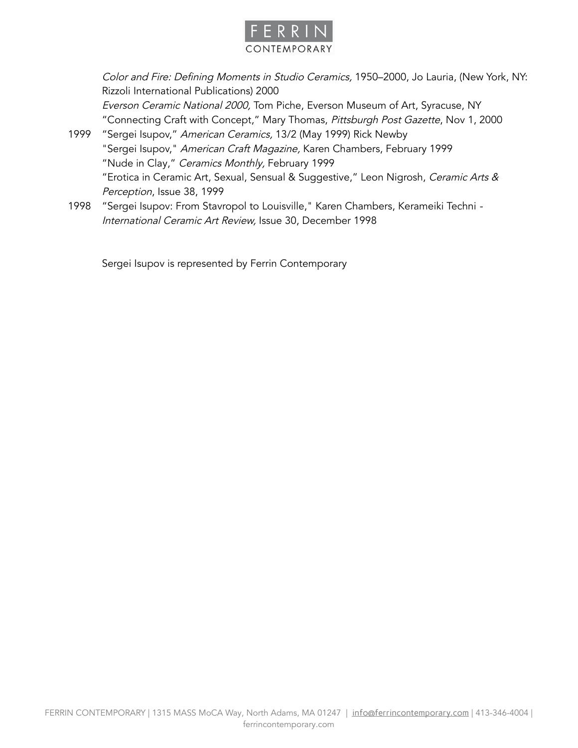*Color and Fire: Defining Moments in Studio Ceramics,* 1950–2000, Jo Lauria, (New York, NY: Rizzoli International Publications) 2000

*Everson Ceramic National 2000,* Tom Piche, Everson Museum of Art, Syracuse, NY

"Connecting Craft with Concept," Mary Thomas, *Pittsburgh Post Gazette*, Nov 1, 2000

1999 "Sergei Isupov," *American Ceramics,* 13/2 (May 1999) Rick Newby

"Sergei Isupov," *American Craft Magazine,* Karen Chambers, February 1999

"Nude in Clay," *Ceramics Monthly,* February 1999

"Erotica in Ceramic Art, Sexual, Sensual & Suggestive," Leon Nigrosh, *Ceramic Arts & Perception*, Issue 38, 1999

1998 "Sergei Isupov: From Stavropol to Louisville," Karen Chambers, Kerameiki Techni - *International Ceramic Art Review,* Issue 30, December 1998

Sergei Isupov is represented by Ferrin Contemporary